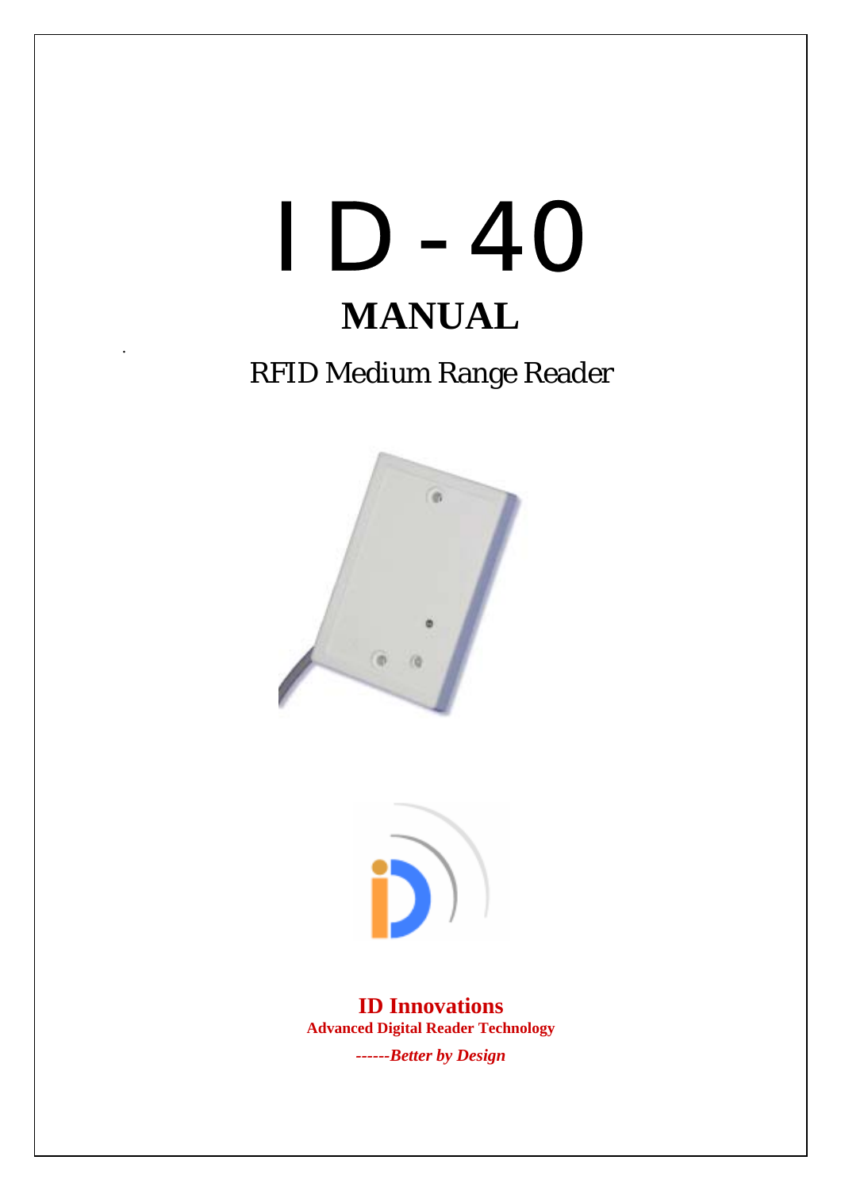# ID-40

## MANUAL

RFID Medium Range Reader

**ID Innovations**

**Advanced Digital Reader Technology**

***------Better by Design***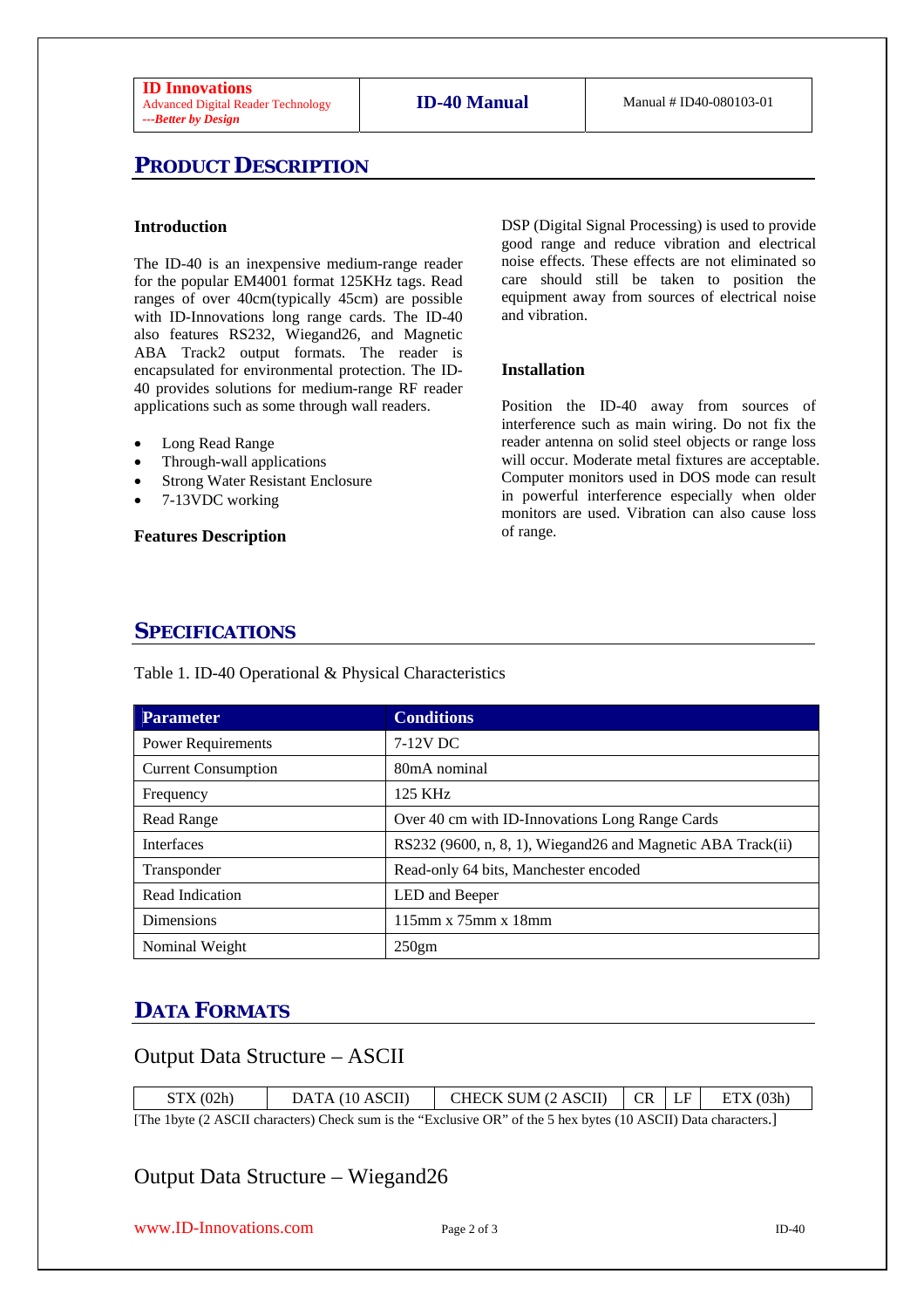## PRODUCT DESCRIPTION

### Introduction

The ID-40 is an inexpensive medium-range reader for the popular EM4001 format 125KHz tags. Read ranges of over 40cm(typically 45cm) are possible with ID-Innovations long range cards. The ID-40 also features RS232, Wiegand26, and Magnetic ABA Track2 output formats. The reader is encapsulated for environmental protection. The ID-40 provides solutions for medium-range RF reader applications such as some through wall readers.

- Long Read Range
- Through-wall applications
- Strong Water Resistant Enclosure
- 7-13VDC working

### Features Description

DSP (Digital Signal Processing) is used to provide good range and reduce vibration and electrical noise effects. These effects are not eliminated so care should still be taken to position the equipment away from sources of electrical noise and vibration.

### Installation

Position the ID-40 away from sources of interference such as main wiring. Do not fix the reader antenna on solid steel objects or range loss will occur. Moderate metal fixtures are acceptable. Computer monitors used in DOS mode can result in powerful interference especially when older monitors are used. Vibration can also cause loss of range.

## SPECIFICATIONS

Table 1. ID-40 Operational & Physical Characteristics

| Parameter | Conditions |
|---|---|
| Power Requirements | 7-12V DC |
| Current Consumption | 80mA nominal |
| Frequency | 125 KHz |
| Read Range | Over 40 cm with ID-Innovations Long Range Cards |
| Interfaces | RS232 (9600, n, 8, 1), Wiegand26 and Magnetic ABA Track(ii) |
| Transponder | Read-only 64 bits, Manchester encoded |
| Read Indication | LED and Beeper |
| Dimensions | 115mm x 75mm x 18mm |
| Nominal Weight | 250gm |

## DATA FORMATS

### Output Data Structure – ASCII

| STX (02h) | DATA (10 ASCII) | CHECK SUM (2 ASCII) | CR | LF | ETX (03h) |
|---|---|---|---|---|---|

[The 1byte (2 ASCII characters) Check sum is the "Exclusive OR" of the 5 hex bytes (10 ASCII) Data characters.]

### Output Data Structure – Wiegand26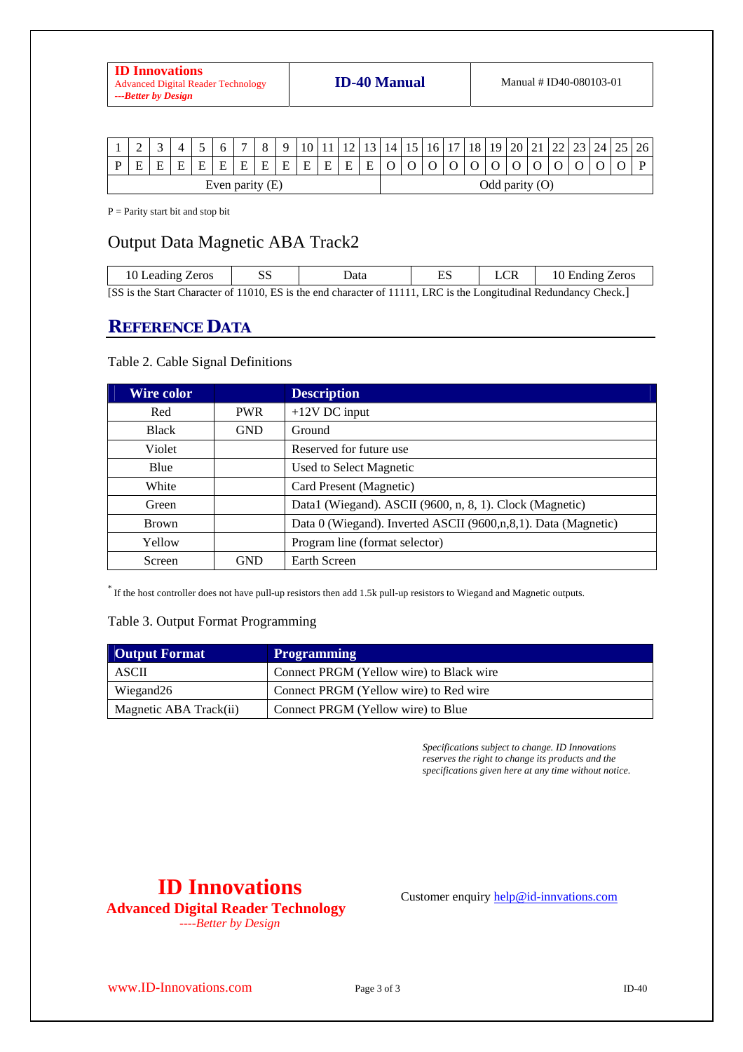| 1 | 2 | 3 | 4 | 5 | 6 | 7 | 8 | 9 | 10 | 11 | 12 | 13 | 14 | 15 | 16 | 17 | 18 | 19 | 20 | 21 | 22 | 23 | 24 | 25 | 26 |
|---|---|---|---|---|---|---|---|---|---|---|---|---|---|---|---|---|---|---|---|---|---|---|---|---|---|
| P | E | E | E | E | E | E | E | E | E | E | E | E | O | O | O | O | O | O | O | O | O | O | O | O | P |
| Even parity (E) | | | | | | | | | | | | | Odd parity (O) | | | | | | | | | | | | |

P = Parity start bit and stop bit

## Output Data Magnetic ABA Track2

| 10 Leading Zeros | SS | Data | ES | LCR | 10 Ending Zeros |
|---|---|---|---|---|---|

[SS is the Start Character of 11010, ES is the end character of 11111, LRC is the Longitudinal Redundancy Check.]

## REFERENCE DATA

Table 2. Cable Signal Definitions

| Wire color | | Description |
|---|---|---|
| Red | PWR | +12V DC input |
| Black | GND | Ground |
| Violet | | Reserved for future use |
| Blue | | Used to Select Magnetic |
| White | | Card Present (Magnetic) |
| Green | | Data1 (Wiegand). ASCII (9600, n, 8, 1). Clock (Magnetic) |
| Brown | | Data 0 (Wiegand). Inverted ASCII (9600,n,8,1). Data (Magnetic) |
| Yellow | | Program line (format selector) |
| Screen | GND | Earth Screen |

* If the host controller does not have pull-up resistors then add 1.5k pull-up resistors to Wiegand and Magnetic outputs.

Table 3. Output Format Programming

| Output Format | Programming |
|---|---|
| ASCII | Connect PRGM (Yellow wire) to Black wire |
| Wiegand26 | Connect PRGM (Yellow wire) to Red wire |
| Magnetic ABA Track(ii) | Connect PRGM (Yellow wire) to Blue |

*Specifications subject to change. ID Innovations reserves the right to change its products and the specifications given here at any time without notice.*

**ID Innovations**
**Advanced Digital Reader Technology**
*----Better by Design*

Customer enquiry help@id-innvations.com